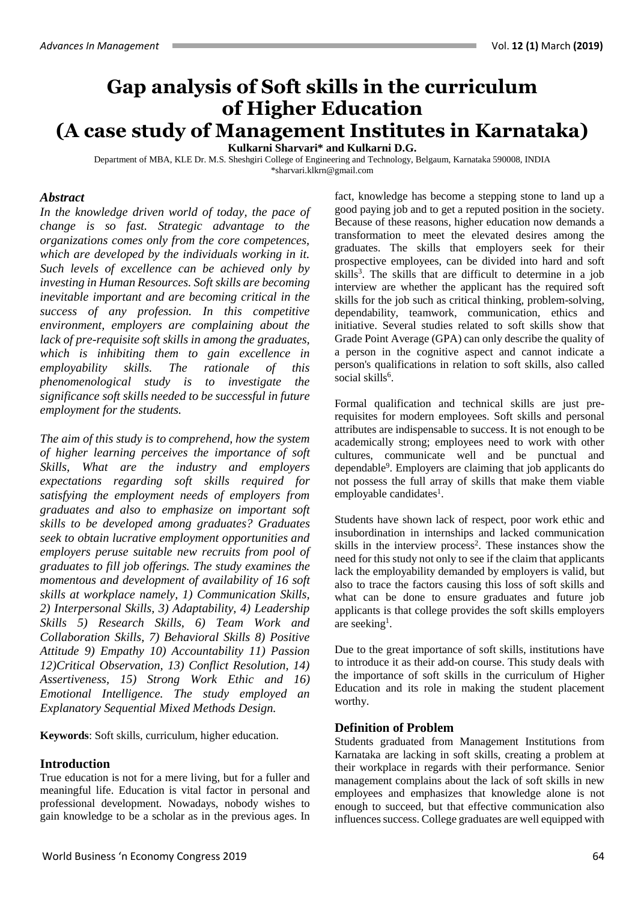# Gap analysis of Soft skills in the curriculum of Higher Education (A case study of Management Institutes in Karnataka)

**Kulkarni Sharvari* and Kulkarni D.G.**

Department of MBA, KLE Dr. M.S. Sheshgiri College of Engineering and Technology, Belgaum, Karnataka 590008, INDIA

*sharvari.klkrn@gmail.com

### *Abstract*

*In the knowledge driven world of today, the pace of change is so fast. Strategic advantage to the organizations comes only from the core competences, which are developed by the individuals working in it. Such levels of excellence can be achieved only by investing in Human Resources. Soft skills are becoming inevitable important and are becoming critical in the success of any profession. In this competitive environment, employers are complaining about the lack of pre-requisite soft skills in among the graduates, which is inhibiting them to gain excellence in employability skills. The rationale of this phenomenological study is to investigate the significance soft skills needed to be successful in future employment for the students.*

*The aim of this study is to comprehend, how the system of higher learning perceives the importance of soft Skills, What are the industry and employers expectations regarding soft skills required for satisfying the employment needs of employers from graduates and also to emphasize on important soft skills to be developed among graduates? Graduates seek to obtain lucrative employment opportunities and employers peruse suitable new recruits from pool of graduates to fill job offerings. The study examines the momentous and development of availability of 16 soft skills at workplace namely, 1) Communication Skills, 2) Interpersonal Skills, 3) Adaptability, 4) Leadership Skills 5) Research Skills, 6) Team Work and Collaboration Skills, 7) Behavioral Skills 8) Positive Attitude 9) Empathy 10) Accountability 11) Passion 12)Critical Observation, 13) Conflict Resolution, 14) Assertiveness, 15) Strong Work Ethic and 16) Emotional Intelligence. The study employed an Explanatory Sequential Mixed Methods Design.*

**Keywords**: Soft skills, curriculum, higher education.

### Introduction

True education is not for a mere living, but for a fuller and meaningful life. Education is vital factor in personal and professional development. Nowadays, nobody wishes to gain knowledge to be a scholar as in the previous ages. In fact, knowledge has become a stepping stone to land up a good paying job and to get a reputed position in the society. Because of these reasons, higher education now demands a transformation to meet the elevated desires among the graduates. The skills that employers seek for their prospective employees, can be divided into hard and soft skills[3]. The skills that are difficult to determine in a job interview are whether the applicant has the required soft skills for the job such as critical thinking, problem-solving, dependability, teamwork, communication, ethics and initiative. Several studies related to soft skills show that Grade Point Average (GPA) can only describe the quality of a person in the cognitive aspect and cannot indicate a person's qualifications in relation to soft skills, also called social skills[6].

Formal qualification and technical skills are just pre-requisites for modern employees. Soft skills and personal attributes are indispensable to success. It is not enough to be academically strong; employees need to work with other cultures, communicate well and be punctual and dependable[9]. Employers are claiming that job applicants do not possess the full array of skills that make them viable employable candidates[1].

Students have shown lack of respect, poor work ethic and insubordination in internships and lacked communication skills in the interview process[2]. These instances show the need for this study not only to see if the claim that applicants lack the employability demanded by employers is valid, but also to trace the factors causing this loss of soft skills and what can be done to ensure graduates and future job applicants is that college provides the soft skills employers are seeking[1].

Due to the great importance of soft skills, institutions have to introduce it as their add-on course. This study deals with the importance of soft skills in the curriculum of Higher Education and its role in making the student placement worthy.

### Definition of Problem

Students graduated from Management Institutions from Karnataka are lacking in soft skills, creating a problem at their workplace in regards with their performance. Senior management complains about the lack of soft skills in new employees and emphasizes that knowledge alone is not enough to succeed, but that effective communication also influences success. College graduates are well equipped with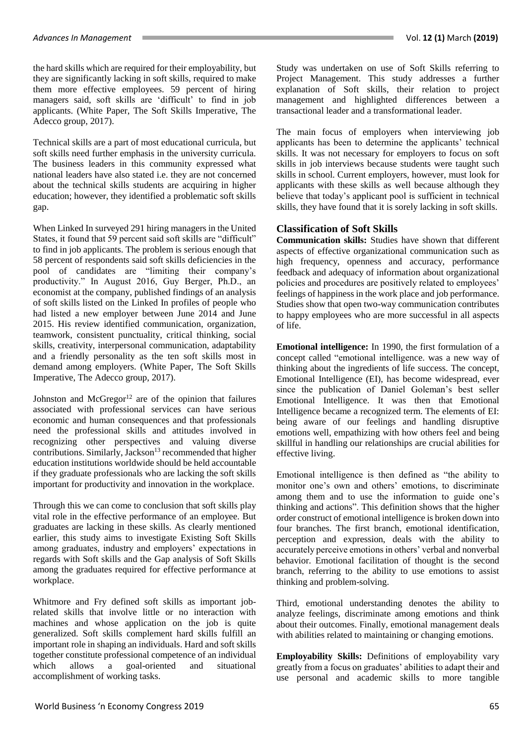the hard skills which are required for their employability, but they are significantly lacking in soft skills, required to make them more effective employees. 59 percent of hiring managers said, soft skills are 'difficult' to find in job applicants. (White Paper, The Soft Skills Imperative, The Adecco group, 2017).

Technical skills are a part of most educational curricula, but soft skills need further emphasis in the university curricula. The business leaders in this community expressed what national leaders have also stated i.e. they are not concerned about the technical skills students are acquiring in higher education; however, they identified a problematic soft skills gap.

When Linked In surveyed 291 hiring managers in the United States, it found that 59 percent said soft skills are "difficult" to find in job applicants. The problem is serious enough that 58 percent of respondents said soft skills deficiencies in the pool of candidates are "limiting their company's productivity." In August 2016, Guy Berger, Ph.D., an economist at the company, published findings of an analysis of soft skills listed on the Linked In profiles of people who had listed a new employer between June 2014 and June 2015. His review identified communication, organization, teamwork, consistent punctuality, critical thinking, social skills, creativity, interpersonal communication, adaptability and a friendly personality as the ten soft skills most in demand among employers. (White Paper, The Soft Skills Imperative, The Adecco group, 2017).

Johnston and McGregor[12] are of the opinion that failures associated with professional services can have serious economic and human consequences and that professionals need the professional skills and attitudes involved in recognizing other perspectives and valuing diverse contributions. Similarly, Jackson[13] recommended that higher education institutions worldwide should be held accountable if they graduate professionals who are lacking the soft skills important for productivity and innovation in the workplace.

Through this we can come to conclusion that soft skills play vital role in the effective performance of an employee. But graduates are lacking in these skills. As clearly mentioned earlier, this study aims to investigate Existing Soft Skills among graduates, industry and employers' expectations in regards with Soft skills and the Gap analysis of Soft Skills among the graduates required for effective performance at workplace.

Whitmore and Fry defined soft skills as important job-related skills that involve little or no interaction with machines and whose application on the job is quite generalized. Soft skills complement hard skills fulfill an important role in shaping an individuals. Hard and soft skills together constitute professional competence of an individual which allows a goal-oriented and situational accomplishment of working tasks.

Study was undertaken on use of Soft Skills referring to Project Management. This study addresses a further explanation of Soft skills, their relation to project management and highlighted differences between a transactional leader and a transformational leader.

The main focus of employers when interviewing job applicants has been to determine the applicants' technical skills. It was not necessary for employers to focus on soft skills in job interviews because students were taught such skills in school. Current employers, however, must look for applicants with these skills as well because although they believe that today's applicant pool is sufficient in technical skills, they have found that it is sorely lacking in soft skills.

## Classification of Soft Skills

**Communication skills:** Studies have shown that different aspects of effective organizational communication such as high frequency, openness and accuracy, performance feedback and adequacy of information about organizational policies and procedures are positively related to employees' feelings of happiness in the work place and job performance. Studies show that open two-way communication contributes to happy employees who are more successful in all aspects of life.

**Emotional intelligence:** In 1990, the first formulation of a concept called "emotional intelligence. was a new way of thinking about the ingredients of life success. The concept, Emotional Intelligence (EI), has become widespread, ever since the publication of Daniel Goleman's best seller Emotional Intelligence. It was then that Emotional Intelligence became a recognized term. The elements of EI: being aware of our feelings and handling disruptive emotions well, empathizing with how others feel and being skillful in handling our relationships are crucial abilities for effective living.

Emotional intelligence is then defined as "the ability to monitor one's own and others' emotions, to discriminate among them and to use the information to guide one's thinking and actions". This definition shows that the higher order construct of emotional intelligence is broken down into four branches. The first branch, emotional identification, perception and expression, deals with the ability to accurately perceive emotions in others' verbal and nonverbal behavior. Emotional facilitation of thought is the second branch, referring to the ability to use emotions to assist thinking and problem-solving.

Third, emotional understanding denotes the ability to analyze feelings, discriminate among emotions and think about their outcomes. Finally, emotional management deals with abilities related to maintaining or changing emotions.

**Employability Skills:** Definitions of employability vary greatly from a focus on graduates' abilities to adapt their and use personal and academic skills to more tangible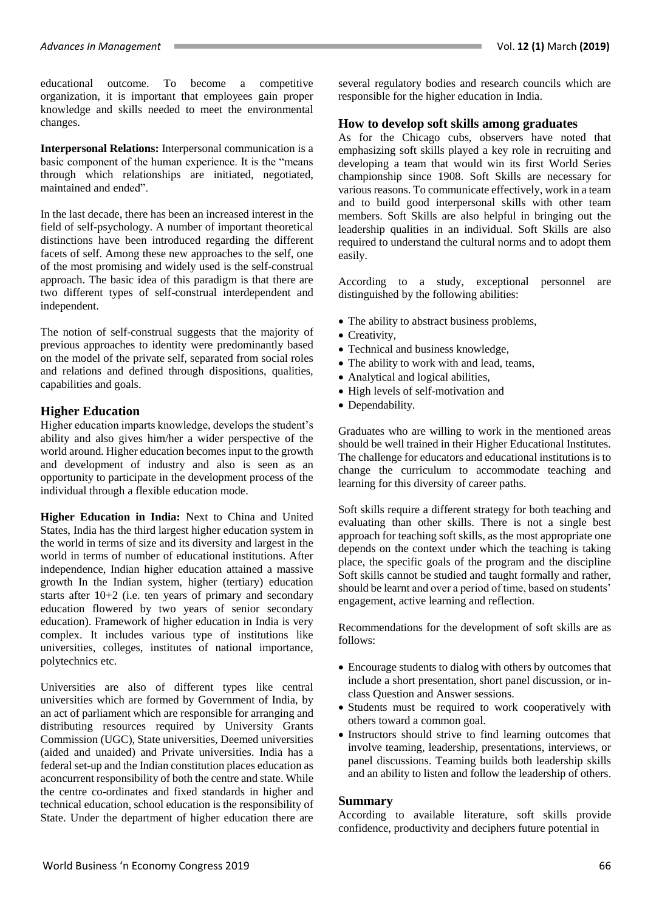educational outcome. To become a competitive organization, it is important that employees gain proper knowledge and skills needed to meet the environmental changes.

**Interpersonal Relations:** Interpersonal communication is a basic component of the human experience. It is the "means through which relationships are initiated, negotiated, maintained and ended".

In the last decade, there has been an increased interest in the field of self-psychology. A number of important theoretical distinctions have been introduced regarding the different facets of self. Among these new approaches to the self, one of the most promising and widely used is the self-construal approach. The basic idea of this paradigm is that there are two different types of self-construal interdependent and independent.

The notion of self-construal suggests that the majority of previous approaches to identity were predominantly based on the model of the private self, separated from social roles and relations and defined through dispositions, qualities, capabilities and goals.

## Higher Education

Higher education imparts knowledge, develops the student's ability and also gives him/her a wider perspective of the world around. Higher education becomes input to the growth and development of industry and also is seen as an opportunity to participate in the development process of the individual through a flexible education mode.

**Higher Education in India:** Next to China and United States, India has the third largest higher education system in the world in terms of size and its diversity and largest in the world in terms of number of educational institutions. After independence, Indian higher education attained a massive growth In the Indian system, higher (tertiary) education starts after 10+2 (i.e. ten years of primary and secondary education flowered by two years of senior secondary education). Framework of higher education in India is very complex. It includes various type of institutions like universities, colleges, institutes of national importance, polytechnics etc.

Universities are also of different types like central universities which are formed by Government of India, by an act of parliament which are responsible for arranging and distributing resources required by University Grants Commission (UGC), State universities, Deemed universities (aided and unaided) and Private universities. India has a federal set-up and the Indian constitution places education as aconcurrent responsibility of both the centre and state. While the centre co-ordinates and fixed standards in higher and technical education, school education is the responsibility of State. Under the department of higher education there are several regulatory bodies and research councils which are responsible for the higher education in India.

## How to develop soft skills among graduates

As for the Chicago cubs, observers have noted that emphasizing soft skills played a key role in recruiting and developing a team that would win its first World Series championship since 1908. Soft Skills are necessary for various reasons. To communicate effectively, work in a team and to build good interpersonal skills with other team members. Soft Skills are also helpful in bringing out the leadership qualities in an individual. Soft Skills are also required to understand the cultural norms and to adopt them easily.

According to a study, exceptional personnel are distinguished by the following abilities:

- The ability to abstract business problems,
- Creativity,
- Technical and business knowledge,
- The ability to work with and lead, teams,
- Analytical and logical abilities,
- High levels of self-motivation and
- Dependability.

Graduates who are willing to work in the mentioned areas should be well trained in their Higher Educational Institutes. The challenge for educators and educational institutions is to change the curriculum to accommodate teaching and learning for this diversity of career paths.

Soft skills require a different strategy for both teaching and evaluating than other skills. There is not a single best approach for teaching soft skills, as the most appropriate one depends on the context under which the teaching is taking place, the specific goals of the program and the discipline Soft skills cannot be studied and taught formally and rather, should be learnt and over a period of time, based on students' engagement, active learning and reflection.

Recommendations for the development of soft skills are as follows:

- Encourage students to dialog with others by outcomes that include a short presentation, short panel discussion, or in-class Question and Answer sessions.
- Students must be required to work cooperatively with others toward a common goal.
- Instructors should strive to find learning outcomes that involve teaming, leadership, presentations, interviews, or panel discussions. Teaming builds both leadership skills and an ability to listen and follow the leadership of others.

## Summary

According to available literature, soft skills provide confidence, productivity and deciphers future potential in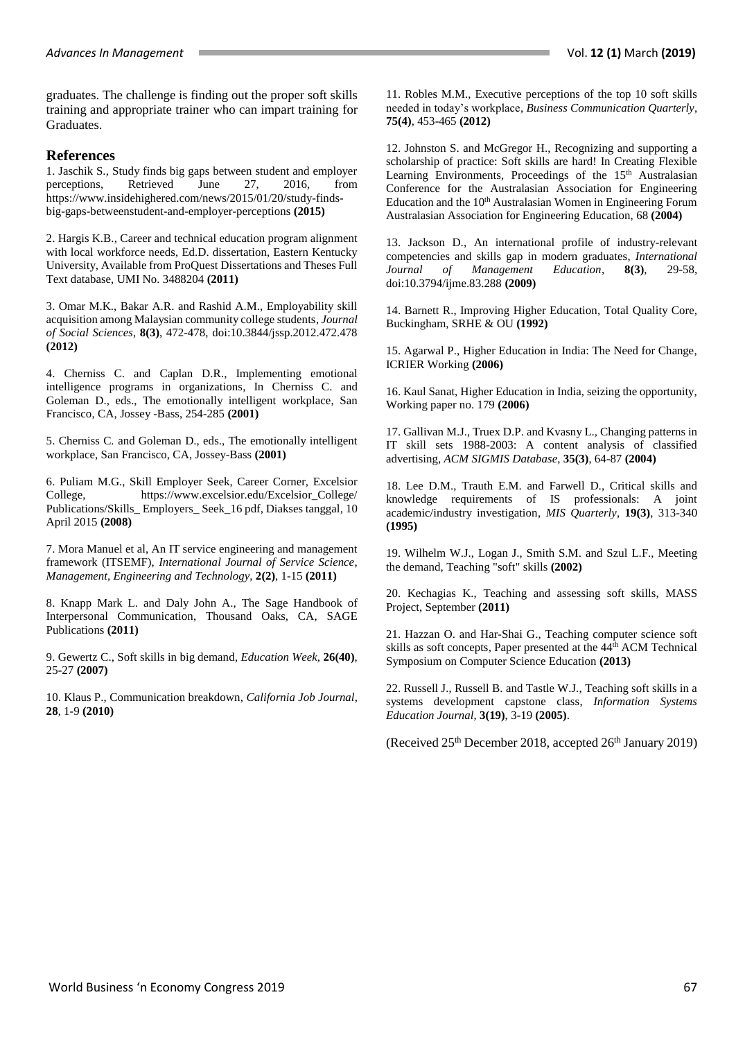graduates. The challenge is finding out the proper soft skills training and appropriate trainer who can impart training for Graduates.

## References

1. Jaschik S., Study finds big gaps between student and employer perceptions, Retrieved June 27, 2016, from https://www.insidehighered.com/news/2015/01/20/study-finds-big-gaps-betweenstudent-and-employer-perceptions **(2015)**

2. Hargis K.B., Career and technical education program alignment with local workforce needs, Ed.D. dissertation, Eastern Kentucky University, Available from ProQuest Dissertations and Theses Full Text database, UMI No. 3488204 **(2011)**

3. Omar M.K., Bakar A.R. and Rashid A.M., Employability skill acquisition among Malaysian community college students, *Journal of Social Sciences*, **8(3)**, 472-478, doi:10.3844/jssp.2012.472.478 **(2012)**

4. Cherniss C. and Caplan D.R., Implementing emotional intelligence programs in organizations, In Cherniss C. and Goleman D., eds., The emotionally intelligent workplace, San Francisco, CA, Jossey -Bass, 254-285 **(2001)**

5. Cherniss C. and Goleman D., eds., The emotionally intelligent workplace, San Francisco, CA, Jossey-Bass **(2001)**

6. Puliam M.G., Skill Employer Seek, Career Corner, Excelsior College, https://www.excelsior.edu/Excelsior_College/ Publications/Skills_ Employers_ Seek_16 pdf, Diakses tanggal, 10 April 2015 **(2008)**

7. Mora Manuel et al, An IT service engineering and management framework (ITSEMF), *International Journal of Service Science, Management, Engineering and Technology*, **2(2)**, 1-15 **(2011)**

8. Knapp Mark L. and Daly John A., The Sage Handbook of Interpersonal Communication, Thousand Oaks, CA, SAGE Publications **(2011)**

9. Gewertz C., Soft skills in big demand, *Education Week*, **26(40)**, 25-27 **(2007)**

10. Klaus P., Communication breakdown, *California Job Journal*, **28**, 1-9 **(2010)**

11. Robles M.M., Executive perceptions of the top 10 soft skills needed in today's workplace, *Business Communication Quarterly*, **75(4)**, 453-465 **(2012)**

12. Johnston S. and McGregor H., Recognizing and supporting a scholarship of practice: Soft skills are hard! In Creating Flexible Learning Environments, Proceedings of the 15th Australasian Conference for the Australasian Association for Engineering Education and the 10th Australasian Women in Engineering Forum Australasian Association for Engineering Education, 68 **(2004)**

13. Jackson D., An international profile of industry-relevant competencies and skills gap in modern graduates, *International Journal of Management Education*, **8(3)**, 29-58, doi:10.3794/ijme.83.288 **(2009)**

14. Barnett R., Improving Higher Education, Total Quality Core, Buckingham, SRHE & OU **(1992)**

15. Agarwal P., Higher Education in India: The Need for Change, ICRIER Working **(2006)**

16. Kaul Sanat, Higher Education in India, seizing the opportunity, Working paper no. 179 **(2006)**

17. Gallivan M.J., Truex D.P. and Kvasny L., Changing patterns in IT skill sets 1988-2003: A content analysis of classified advertising, *ACM SIGMIS Database*, **35(3)**, 64-87 **(2004)**

18. Lee D.M., Trauth E.M. and Farwell D., Critical skills and knowledge requirements of IS professionals: A joint academic/industry investigation, *MIS Quarterly*, **19(3)**, 313-340 **(1995)**

19. Wilhelm W.J., Logan J., Smith S.M. and Szul L.F., Meeting the demand, Teaching "soft" skills **(2002)**

20. Kechagias K., Teaching and assessing soft skills, MASS Project, September **(2011)**

21. Hazzan O. and Har-Shai G., Teaching computer science soft skills as soft concepts, Paper presented at the 44th ACM Technical Symposium on Computer Science Education **(2013)**

22. Russell J., Russell B. and Tastle W.J., Teaching soft skills in a systems development capstone class, *Information Systems Education Journal*, **3(19)**, 3-19 **(2005)**.

(Received 25th December 2018, accepted 26th January 2019)